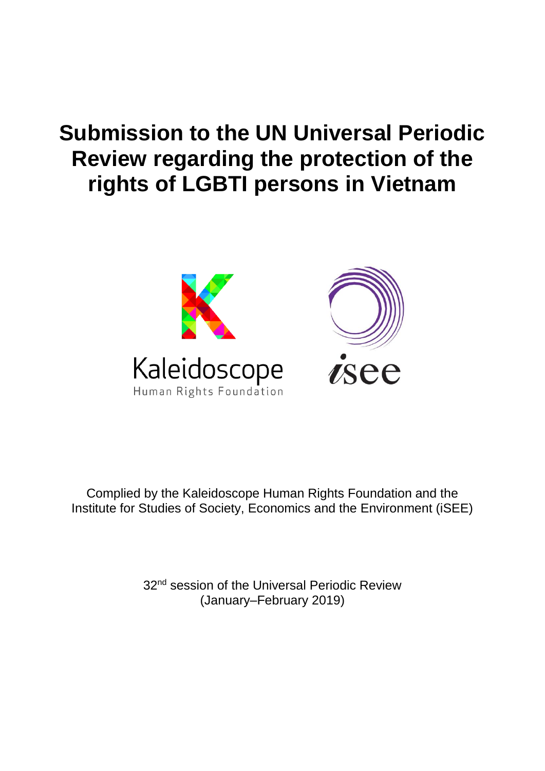# Submission to the UN Universal Periodic Review regarding the protection of the rights of LGBTI persons in Vietnam

Kaleidoscope
Human Rights Foundation

isee

Complied by the Kaleidoscope Human Rights Foundation and the Institute for Studies of Society, Economics and the Environment (iSEE)

32nd session of the Universal Periodic Review
(January–February 2019)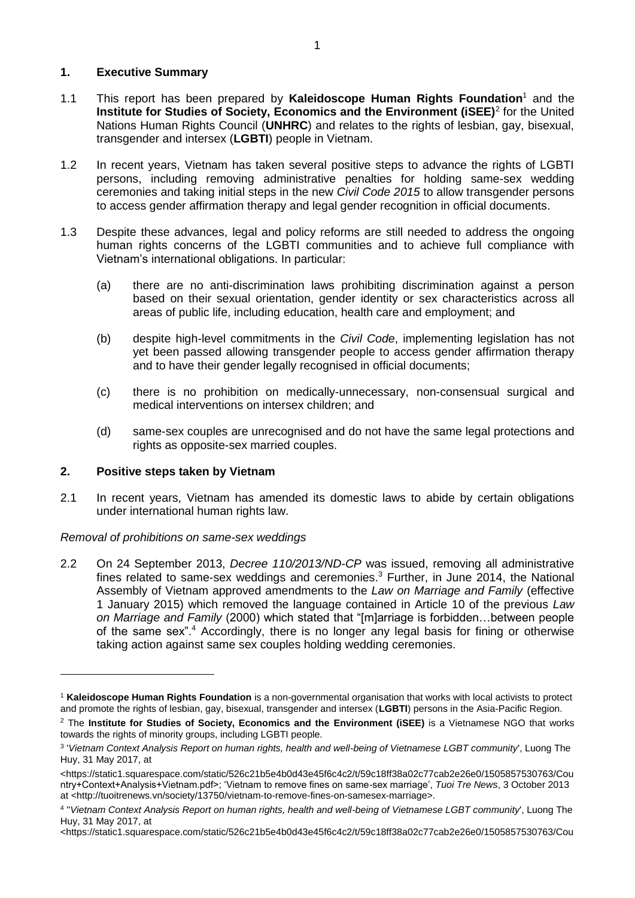## 1. Executive Summary

1.1 This report has been prepared by **Kaleidoscope Human Rights Foundation**[1] and the **Institute for Studies of Society, Economics and the Environment (iSEE)**[2] for the United Nations Human Rights Council (**UNHRC**) and relates to the rights of lesbian, gay, bisexual, transgender and intersex (**LGBTI**) people in Vietnam.

1.2 In recent years, Vietnam has taken several positive steps to advance the rights of LGBTI persons, including removing administrative penalties for holding same-sex wedding ceremonies and taking initial steps in the new *Civil Code 2015* to allow transgender persons to access gender affirmation therapy and legal gender recognition in official documents.

1.3 Despite these advances, legal and policy reforms are still needed to address the ongoing human rights concerns of the LGBTI communities and to achieve full compliance with Vietnam's international obligations. In particular:

(a) there are no anti-discrimination laws prohibiting discrimination against a person based on their sexual orientation, gender identity or sex characteristics across all areas of public life, including education, health care and employment; and

(b) despite high-level commitments in the *Civil Code*, implementing legislation has not yet been passed allowing transgender people to access gender affirmation therapy and to have their gender legally recognised in official documents;

(c) there is no prohibition on medically-unnecessary, non-consensual surgical and medical interventions on intersex children; and

(d) same-sex couples are unrecognised and do not have the same legal protections and rights as opposite-sex married couples.

## 2. Positive steps taken by Vietnam

2.1 In recent years, Vietnam has amended its domestic laws to abide by certain obligations under international human rights law.

*Removal of prohibitions on same-sex weddings*

2.2 On 24 September 2013, *Decree 110/2013/ND-CP* was issued, removing all administrative fines related to same-sex weddings and ceremonies.[3] Further, in June 2014, the National Assembly of Vietnam approved amendments to the *Law on Marriage and Family* (effective 1 January 2015) which removed the language contained in Article 10 of the previous *Law on Marriage and Family* (2000) which stated that "[m]arriage is forbidden…between people of the same sex".[4] Accordingly, there is no longer any legal basis for fining or otherwise taking action against same sex couples holding wedding ceremonies.

---

[1] **Kaleidoscope Human Rights Foundation** is a non-governmental organisation that works with local activists to protect and promote the rights of lesbian, gay, bisexual, transgender and intersex (**LGBTI**) persons in the Asia-Pacific Region.

[2] The **Institute for Studies of Society, Economics and the Environment (iSEE)** is a Vietnamese NGO that works towards the rights of minority groups, including LGBTI people.

[3] '*Vietnam Context Analysis Report on human rights, health and well-being of Vietnamese LGBT community*', Luong The Huy, 31 May 2017, at <https://static1.squarespace.com/static/526c21b5e4b0d43e45f6c4c2/t/59c18ff38a02c77cab2e26e0/1505857530763/Country+Context+Analysis+Vietnam.pdf>; 'Vietnam to remove fines on same-sex marriage', *Tuoi Tre News*, 3 October 2013 at <http://tuoitrenews.vn/society/13750/vietnam-to-remove-fines-on-samesex-marriage>.

[4] ''*Vietnam Context Analysis Report on human rights, health and well-being of Vietnamese LGBT community*', Luong The Huy, 31 May 2017, at <https://static1.squarespace.com/static/526c21b5e4b0d43e45f6c4c2/t/59c18ff38a02c77cab2e26e0/1505857530763/Cou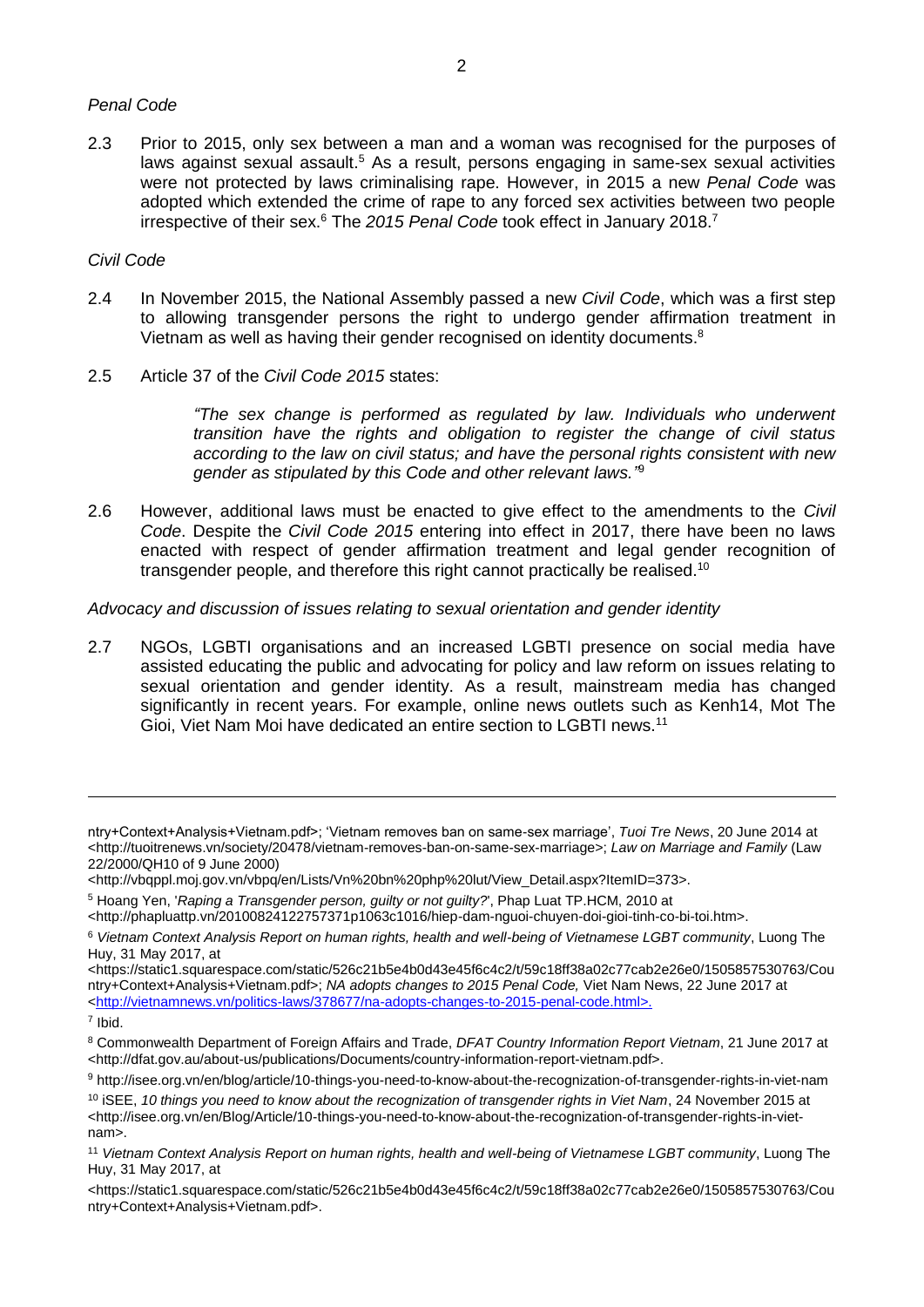*Penal Code*

2.3 Prior to 2015, only sex between a man and a woman was recognised for the purposes of laws against sexual assault.[5] As a result, persons engaging in same-sex sexual activities were not protected by laws criminalising rape. However, in 2015 a new *Penal Code* was adopted which extended the crime of rape to any forced sex activities between two people irrespective of their sex.[6] The *2015 Penal Code* took effect in January 2018.[7]

*Civil Code*

2.4 In November 2015, the National Assembly passed a new *Civil Code*, which was a first step to allowing transgender persons the right to undergo gender affirmation treatment in Vietnam as well as having their gender recognised on identity documents.[8]

2.5 Article 37 of the *Civil Code 2015* states:

> *"The sex change is performed as regulated by law. Individuals who underwent transition have the rights and obligation to register the change of civil status according to the law on civil status; and have the personal rights consistent with new gender as stipulated by this Code and other relevant laws."*[9]

2.6 However, additional laws must be enacted to give effect to the amendments to the *Civil Code*. Despite the *Civil Code 2015* entering into effect in 2017, there have been no laws enacted with respect of gender affirmation treatment and legal gender recognition of transgender people, and therefore this right cannot practically be realised.[10]

*Advocacy and discussion of issues relating to sexual orientation and gender identity*

2.7 NGOs, LGBTI organisations and an increased LGBTI presence on social media have assisted educating the public and advocating for policy and law reform on issues relating to sexual orientation and gender identity. As a result, mainstream media has changed significantly in recent years. For example, online news outlets such as Kenh14, Mot The Gioi, Viet Nam Moi have dedicated an entire section to LGBTI news.[11]

---

ntry+Context+Analysis+Vietnam.pdf>; 'Vietnam removes ban on same-sex marriage', *Tuoi Tre News*, 20 June 2014 at <http://tuoitrenews.vn/society/20478/vietnam-removes-ban-on-same-sex-marriage>; *Law on Marriage and Family* (Law 22/2000/QH10 of 9 June 2000) <http://vbqppl.moj.gov.vn/vbpq/en/Lists/Vn%20bn%20php%20lut/View_Detail.aspx?ItemID=373>.

[5] Hoang Yen, '*Raping a Transgender person, guilty or not guilty?*', Phap Luat TP.HCM, 2010 at <http://phapluattp.vn/20100824122757371p1063c1016/hiep-dam-nguoi-chuyen-doi-gioi-tinh-co-bi-toi.htm>.

[6] *Vietnam Context Analysis Report on human rights, health and well-being of Vietnamese LGBT community*, Luong The Huy, 31 May 2017, at <https://static1.squarespace.com/static/526c21b5e4b0d43e45f6c4c2/t/59c18ff38a02c77cab2e26e0/1505857530763/Country+Context+Analysis+Vietnam.pdf>; *NA adopts changes to 2015 Penal Code,* Viet Nam News, 22 June 2017 at <http://vietnamnews.vn/politics-laws/378677/na-adopts-changes-to-2015-penal-code.html>.

[7] Ibid.

[8] Commonwealth Department of Foreign Affairs and Trade, *DFAT Country Information Report Vietnam*, 21 June 2017 at <http://dfat.gov.au/about-us/publications/Documents/country-information-report-vietnam.pdf>.

[9] http://isee.org.vn/en/blog/article/10-things-you-need-to-know-about-the-recognization-of-transgender-rights-in-viet-nam

[10] iSEE, *10 things you need to know about the recognization of transgender rights in Viet Nam*, 24 November 2015 at <http://isee.org.vn/en/Blog/Article/10-things-you-need-to-know-about-the-recognization-of-transgender-rights-in-viet-nam>.

[11] *Vietnam Context Analysis Report on human rights, health and well-being of Vietnamese LGBT community*, Luong The Huy, 31 May 2017, at <https://static1.squarespace.com/static/526c21b5e4b0d43e45f6c4c2/t/59c18ff38a02c77cab2e26e0/1505857530763/Country+Context+Analysis+Vietnam.pdf>.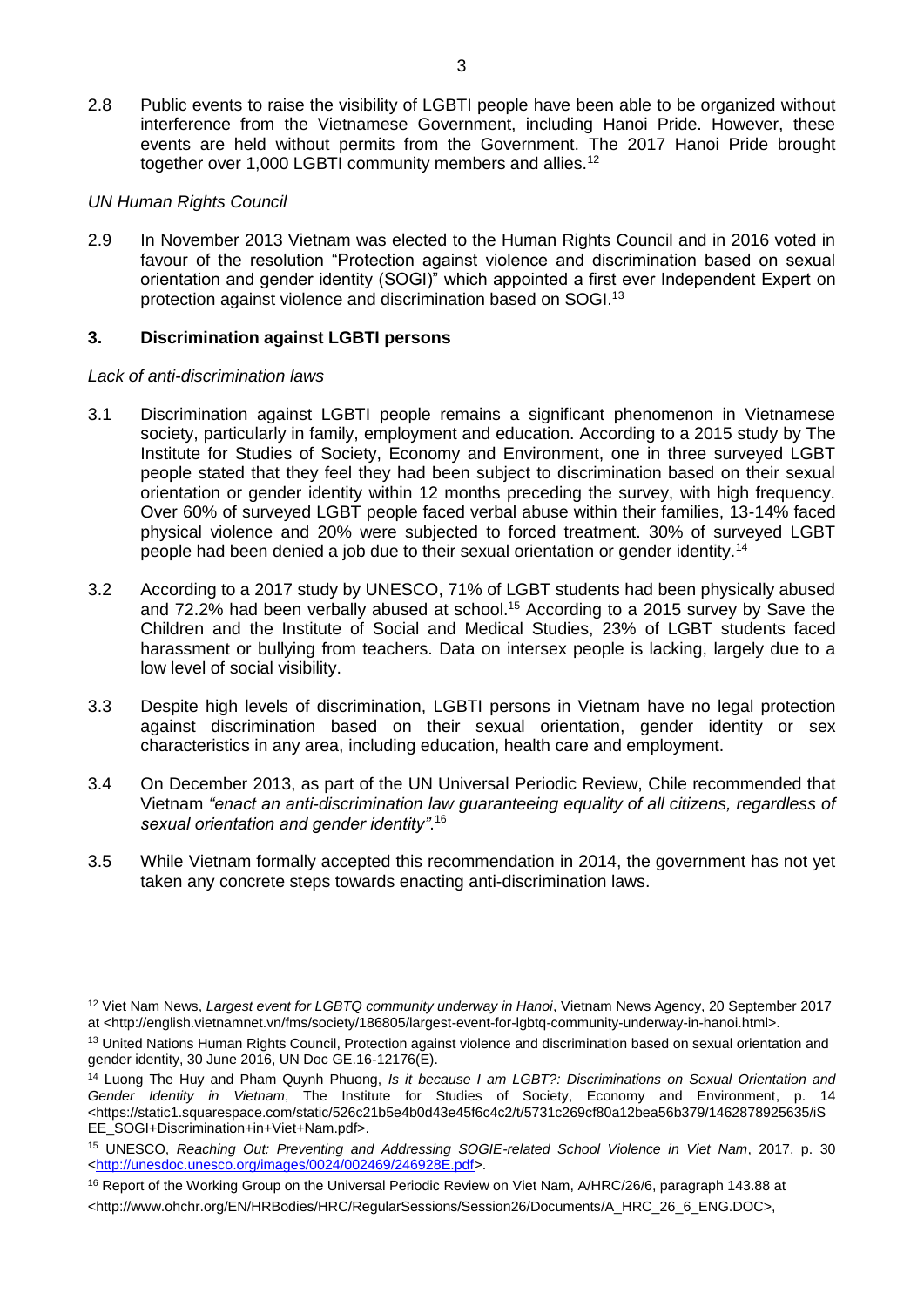2.8 Public events to raise the visibility of LGBTI people have been able to be organized without interference from the Vietnamese Government, including Hanoi Pride. However, these events are held without permits from the Government. The 2017 Hanoi Pride brought together over 1,000 LGBTI community members and allies.[12]

*UN Human Rights Council*

2.9 In November 2013 Vietnam was elected to the Human Rights Council and in 2016 voted in favour of the resolution "Protection against violence and discrimination based on sexual orientation and gender identity (SOGI)" which appointed a first ever Independent Expert on protection against violence and discrimination based on SOGI.[13]

## 3. Discrimination against LGBTI persons

*Lack of anti-discrimination laws*

3.1 Discrimination against LGBTI people remains a significant phenomenon in Vietnamese society, particularly in family, employment and education. According to a 2015 study by The Institute for Studies of Society, Economy and Environment, one in three surveyed LGBT people stated that they feel they had been subject to discrimination based on their sexual orientation or gender identity within 12 months preceding the survey, with high frequency. Over 60% of surveyed LGBT people faced verbal abuse within their families, 13-14% faced physical violence and 20% were subjected to forced treatment. 30% of surveyed LGBT people had been denied a job due to their sexual orientation or gender identity.[14]

3.2 According to a 2017 study by UNESCO, 71% of LGBT students had been physically abused and 72.2% had been verbally abused at school.[15] According to a 2015 survey by Save the Children and the Institute of Social and Medical Studies, 23% of LGBT students faced harassment or bullying from teachers. Data on intersex people is lacking, largely due to a low level of social visibility.

3.3 Despite high levels of discrimination, LGBTI persons in Vietnam have no legal protection against discrimination based on their sexual orientation, gender identity or sex characteristics in any area, including education, health care and employment.

3.4 On December 2013, as part of the UN Universal Periodic Review, Chile recommended that Vietnam *"enact an anti-discrimination law guaranteeing equality of all citizens, regardless of sexual orientation and gender identity"*.[16]

3.5 While Vietnam formally accepted this recommendation in 2014, the government has not yet taken any concrete steps towards enacting anti-discrimination laws.

---

[12] Viet Nam News, *Largest event for LGBTQ community underway in Hanoi*, Vietnam News Agency, 20 September 2017 at <http://english.vietnamnet.vn/fms/society/186805/largest-event-for-lgbtq-community-underway-in-hanoi.html>.

[13] United Nations Human Rights Council, Protection against violence and discrimination based on sexual orientation and gender identity, 30 June 2016, UN Doc GE.16-12176(E).

[14] Luong The Huy and Pham Quynh Phuong, *Is it because I am LGBT?: Discriminations on Sexual Orientation and Gender Identity in Vietnam*, The Institute for Studies of Society, Economy and Environment, p. 14 <https://static1.squarespace.com/static/526c21b5e4b0d43e45f6c4c2/t/5731c269cf80a12bea56b379/1462878925635/iSEE_SOGI+Discrimination+in+Viet+Nam.pdf>.

[15] UNESCO, *Reaching Out: Preventing and Addressing SOGIE-related School Violence in Viet Nam*, 2017, p. 30 <http://unesdoc.unesco.org/images/0024/002469/246928E.pdf>.

[16] Report of the Working Group on the Universal Periodic Review on Viet Nam, A/HRC/26/6, paragraph 143.88 at <http://www.ohchr.org/EN/HRBodies/HRC/RegularSessions/Session26/Documents/A_HRC_26_6_ENG.DOC>,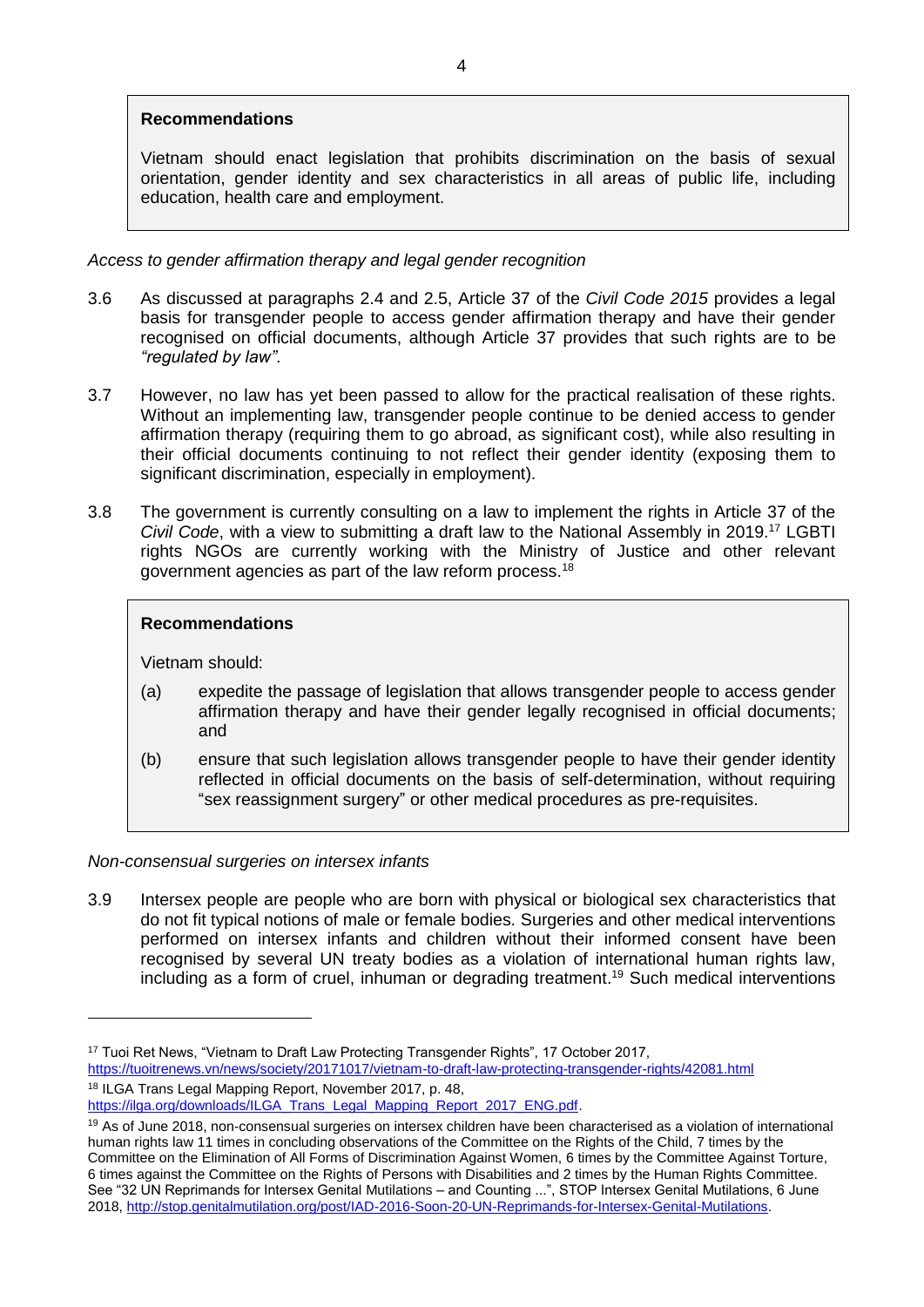**Recommendations**

Vietnam should enact legislation that prohibits discrimination on the basis of sexual orientation, gender identity and sex characteristics in all areas of public life, including education, health care and employment.

*Access to gender affirmation therapy and legal gender recognition*

3.6 As discussed at paragraphs 2.4 and 2.5, Article 37 of the *Civil Code 2015* provides a legal basis for transgender people to access gender affirmation therapy and have their gender recognised on official documents, although Article 37 provides that such rights are to be *"regulated by law"*.

3.7 However, no law has yet been passed to allow for the practical realisation of these rights. Without an implementing law, transgender people continue to be denied access to gender affirmation therapy (requiring them to go abroad, as significant cost), while also resulting in their official documents continuing to not reflect their gender identity (exposing them to significant discrimination, especially in employment).

3.8 The government is currently consulting on a law to implement the rights in Article 37 of the *Civil Code*, with a view to submitting a draft law to the National Assembly in 2019.[17] LGBTI rights NGOs are currently working with the Ministry of Justice and other relevant government agencies as part of the law reform process.[18]

**Recommendations**

Vietnam should:

(a) expedite the passage of legislation that allows transgender people to access gender affirmation therapy and have their gender legally recognised in official documents; and

(b) ensure that such legislation allows transgender people to have their gender identity reflected in official documents on the basis of self-determination, without requiring "sex reassignment surgery" or other medical procedures as pre-requisites.

*Non-consensual surgeries on intersex infants*

3.9 Intersex people are people who are born with physical or biological sex characteristics that do not fit typical notions of male or female bodies. Surgeries and other medical interventions performed on intersex infants and children without their informed consent have been recognised by several UN treaty bodies as a violation of international human rights law, including as a form of cruel, inhuman or degrading treatment.[19] Such medical interventions

---

[17] Tuoi Ret News, "Vietnam to Draft Law Protecting Transgender Rights", 17 October 2017, https://tuoitrenews.vn/news/society/20171017/vietnam-to-draft-law-protecting-transgender-rights/42081.html

[18] ILGA Trans Legal Mapping Report, November 2017, p. 48, https://ilga.org/downloads/ILGA_Trans_Legal_Mapping_Report_2017_ENG.pdf.

[19] As of June 2018, non-consensual surgeries on intersex children have been characterised as a violation of international human rights law 11 times in concluding observations of the Committee on the Rights of the Child, 7 times by the Committee on the Elimination of All Forms of Discrimination Against Women, 6 times by the Committee Against Torture, 6 times against the Committee on the Rights of Persons with Disabilities and 2 times by the Human Rights Committee. See "32 UN Reprimands for Intersex Genital Mutilations – and Counting ...", STOP Intersex Genital Mutilations, 6 June 2018, http://stop.genitalmutilation.org/post/IAD-2016-Soon-20-UN-Reprimands-for-Intersex-Genital-Mutilations.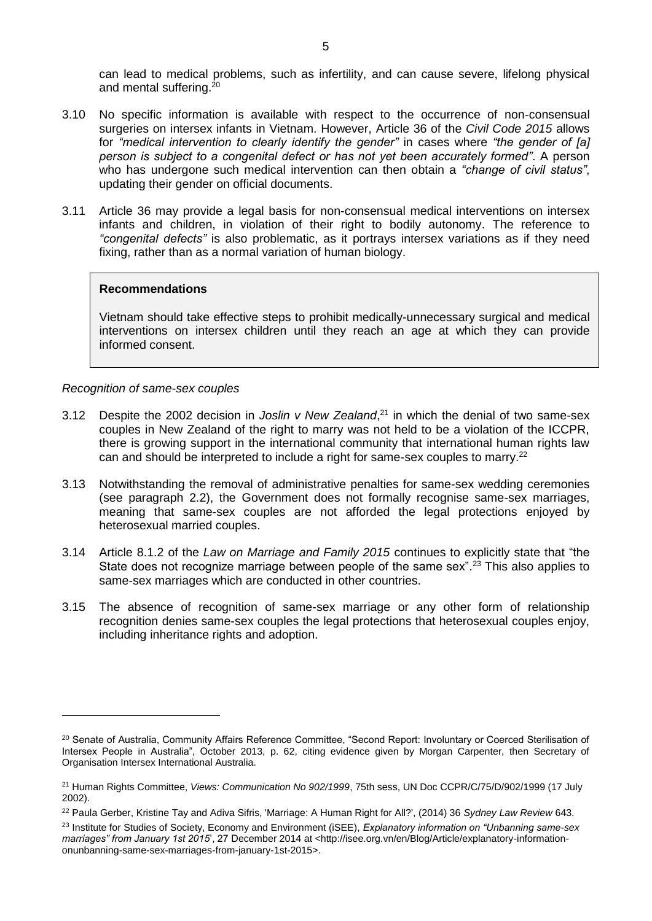can lead to medical problems, such as infertility, and can cause severe, lifelong physical and mental suffering.[20]

3.10 No specific information is available with respect to the occurrence of non-consensual surgeries on intersex infants in Vietnam. However, Article 36 of the *Civil Code 2015* allows for *"medical intervention to clearly identify the gender"* in cases where *"the gender of [a] person is subject to a congenital defect or has not yet been accurately formed"*. A person who has undergone such medical intervention can then obtain a *"change of civil status"*, updating their gender on official documents.

3.11 Article 36 may provide a legal basis for non-consensual medical interventions on intersex infants and children, in violation of their right to bodily autonomy. The reference to *"congenital defects"* is also problematic, as it portrays intersex variations as if they need fixing, rather than as a normal variation of human biology.

> **Recommendations**
>
> Vietnam should take effective steps to prohibit medically-unnecessary surgical and medical interventions on intersex children until they reach an age at which they can provide informed consent.

*Recognition of same-sex couples*

3.12 Despite the 2002 decision in *Joslin v New Zealand*,[21] in which the denial of two same-sex couples in New Zealand of the right to marry was not held to be a violation of the ICCPR, there is growing support in the international community that international human rights law can and should be interpreted to include a right for same-sex couples to marry.[22]

3.13 Notwithstanding the removal of administrative penalties for same-sex wedding ceremonies (see paragraph 2.2), the Government does not formally recognise same-sex marriages, meaning that same-sex couples are not afforded the legal protections enjoyed by heterosexual married couples.

3.14 Article 8.1.2 of the *Law on Marriage and Family 2015* continues to explicitly state that "the State does not recognize marriage between people of the same sex".[23] This also applies to same-sex marriages which are conducted in other countries.

3.15 The absence of recognition of same-sex marriage or any other form of relationship recognition denies same-sex couples the legal protections that heterosexual couples enjoy, including inheritance rights and adoption.

---

[20] Senate of Australia, Community Affairs Reference Committee, "Second Report: Involuntary or Coerced Sterilisation of Intersex People in Australia", October 2013, p. 62, citing evidence given by Morgan Carpenter, then Secretary of Organisation Intersex International Australia.

[21] Human Rights Committee, *Views: Communication No 902/1999*, 75th sess, UN Doc CCPR/C/75/D/902/1999 (17 July 2002).

[22] Paula Gerber, Kristine Tay and Adiva Sifris, 'Marriage: A Human Right for All?', (2014) 36 *Sydney Law Review* 643.

[23] Institute for Studies of Society, Economy and Environment (iSEE), *Explanatory information on "Unbanning same-sex marriages" from January 1st 2015*', 27 December 2014 at <http://isee.org.vn/en/Blog/Article/explanatory-information-onunbanning-same-sex-marriages-from-january-1st-2015>.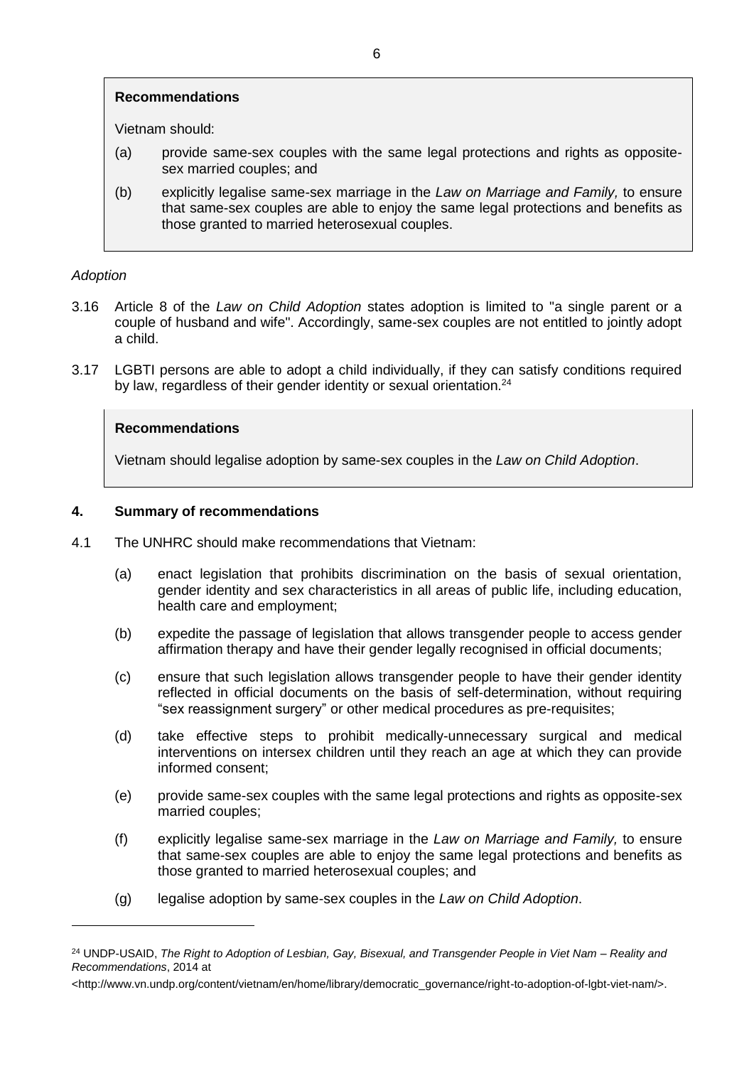**Recommendations**

Vietnam should:

(a) provide same-sex couples with the same legal protections and rights as opposite-sex married couples; and

(b) explicitly legalise same-sex marriage in the *Law on Marriage and Family,* to ensure that same-sex couples are able to enjoy the same legal protections and benefits as those granted to married heterosexual couples.

*Adoption*

3.16 Article 8 of the *Law on Child Adoption* states adoption is limited to "a single parent or a couple of husband and wife". Accordingly, same-sex couples are not entitled to jointly adopt a child.

3.17 LGBTI persons are able to adopt a child individually, if they can satisfy conditions required by law, regardless of their gender identity or sexual orientation.[24]

**Recommendations**

Vietnam should legalise adoption by same-sex couples in the *Law on Child Adoption*.

## 4. Summary of recommendations

4.1 The UNHRC should make recommendations that Vietnam:

(a) enact legislation that prohibits discrimination on the basis of sexual orientation, gender identity and sex characteristics in all areas of public life, including education, health care and employment;

(b) expedite the passage of legislation that allows transgender people to access gender affirmation therapy and have their gender legally recognised in official documents;

(c) ensure that such legislation allows transgender people to have their gender identity reflected in official documents on the basis of self-determination, without requiring "sex reassignment surgery" or other medical procedures as pre-requisites;

(d) take effective steps to prohibit medically-unnecessary surgical and medical interventions on intersex children until they reach an age at which they can provide informed consent;

(e) provide same-sex couples with the same legal protections and rights as opposite-sex married couples;

(f) explicitly legalise same-sex marriage in the *Law on Marriage and Family,* to ensure that same-sex couples are able to enjoy the same legal protections and benefits as those granted to married heterosexual couples; and

(g) legalise adoption by same-sex couples in the *Law on Child Adoption*.

---

[24] UNDP-USAID, *The Right to Adoption of Lesbian, Gay, Bisexual, and Transgender People in Viet Nam – Reality and Recommendations*, 2014 at <http://www.vn.undp.org/content/vietnam/en/home/library/democratic_governance/right-to-adoption-of-lgbt-viet-nam/>.